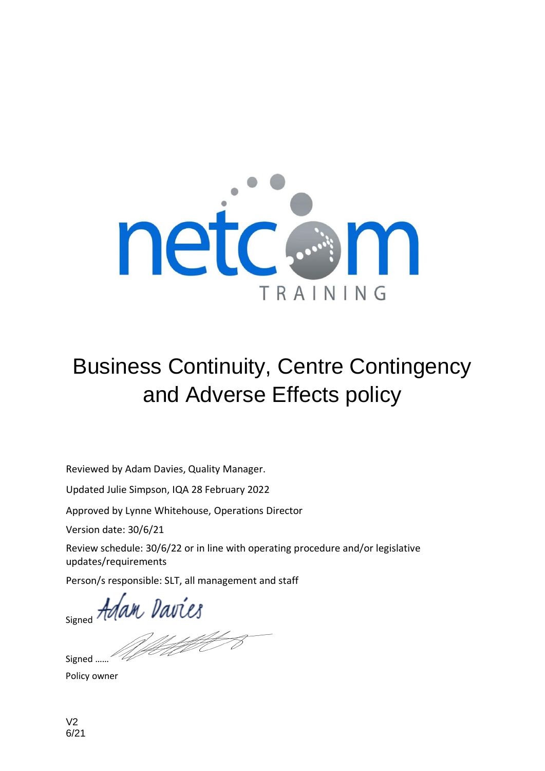netcom TRAINING

# Business Continuity, Centre Contingency and Adverse Effects policy

Reviewed by Adam Davies, Quality Manager.

Updated Julie Simpson, IQA 28 February 2022

Approved by Lynne Whitehouse, Operations Director

Version date: 30/6/21

Review schedule: 30/6/22 or in line with operating procedure and/or legislative updates/requirements

Person/s responsible: SLT, all management and staff

Signed Adam Davies

Signed ……

Policy owner

V2
6/21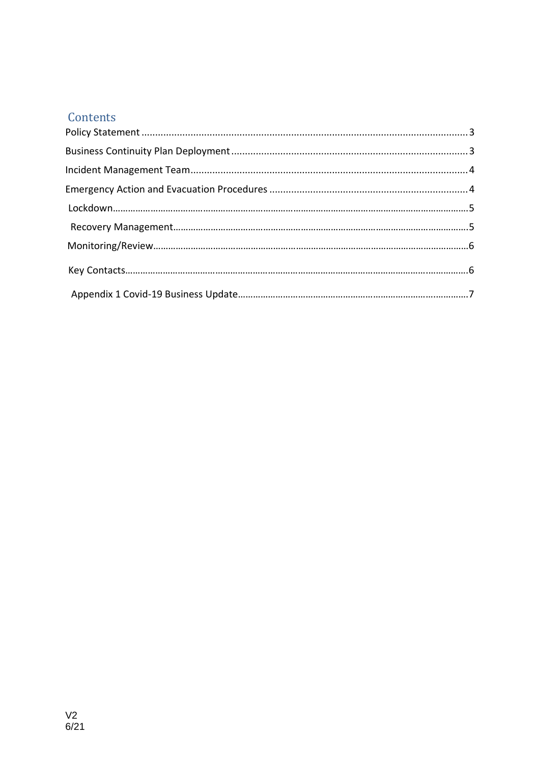# Contents

Policy Statement ........................................................................................................................ 3

Business Continuity Plan Deployment ...................................................................................... 3

Incident Management Team ..................................................................................................... 4

Emergency Action and Evacuation Procedures ......................................................................... 4

Lockdown........................................................................................................................................5

Recovery Management.................................................................................................................5

Monitoring/Review..........................................................................................................................6

Key Contacts.....................................................................................................................................6

Appendix 1 Covid-19 Business Update..........................................................................................7

V2
6/21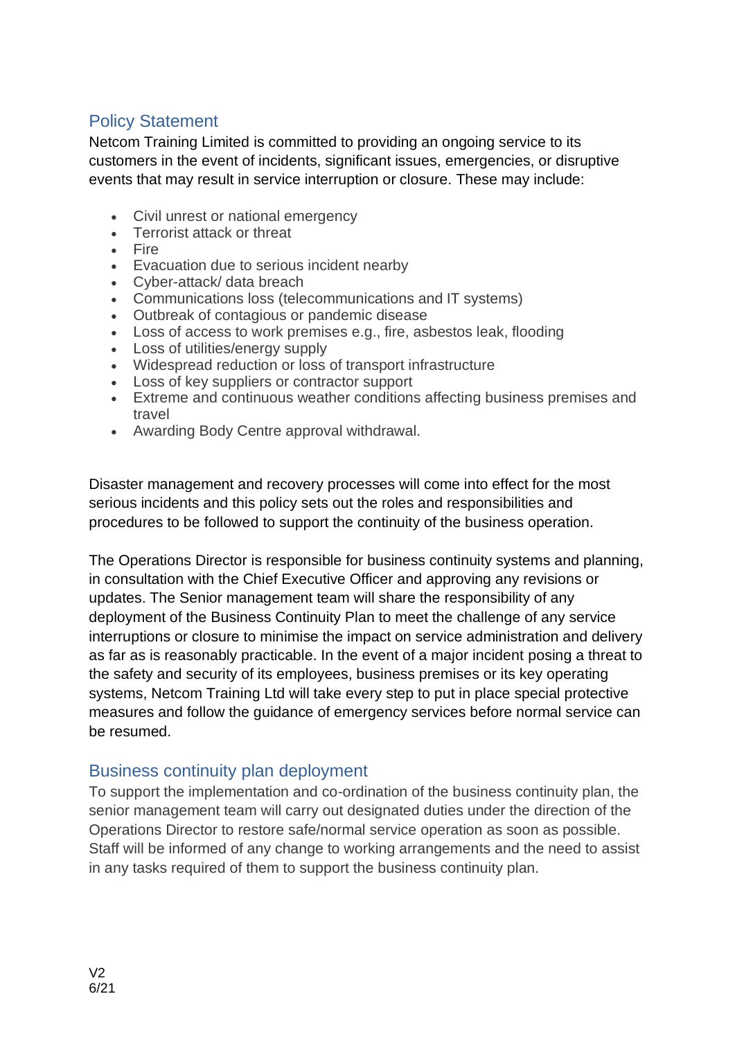## Policy Statement

Netcom Training Limited is committed to providing an ongoing service to its customers in the event of incidents, significant issues, emergencies, or disruptive events that may result in service interruption or closure. These may include:

- Civil unrest or national emergency
- Terrorist attack or threat
- Fire
- Evacuation due to serious incident nearby
- Cyber-attack/ data breach
- Communications loss (telecommunications and IT systems)
- Outbreak of contagious or pandemic disease
- Loss of access to work premises e.g., fire, asbestos leak, flooding
- Loss of utilities/energy supply
- Widespread reduction or loss of transport infrastructure
- Loss of key suppliers or contractor support
- Extreme and continuous weather conditions affecting business premises and travel
- Awarding Body Centre approval withdrawal.

Disaster management and recovery processes will come into effect for the most serious incidents and this policy sets out the roles and responsibilities and procedures to be followed to support the continuity of the business operation.

The Operations Director is responsible for business continuity systems and planning, in consultation with the Chief Executive Officer and approving any revisions or updates. The Senior management team will share the responsibility of any deployment of the Business Continuity Plan to meet the challenge of any service interruptions or closure to minimise the impact on service administration and delivery as far as is reasonably practicable. In the event of a major incident posing a threat to the safety and security of its employees, business premises or its key operating systems, Netcom Training Ltd will take every step to put in place special protective measures and follow the guidance of emergency services before normal service can be resumed.

## Business continuity plan deployment

To support the implementation and co-ordination of the business continuity plan, the senior management team will carry out designated duties under the direction of the Operations Director to restore safe/normal service operation as soon as possible. Staff will be informed of any change to working arrangements and the need to assist in any tasks required of them to support the business continuity plan.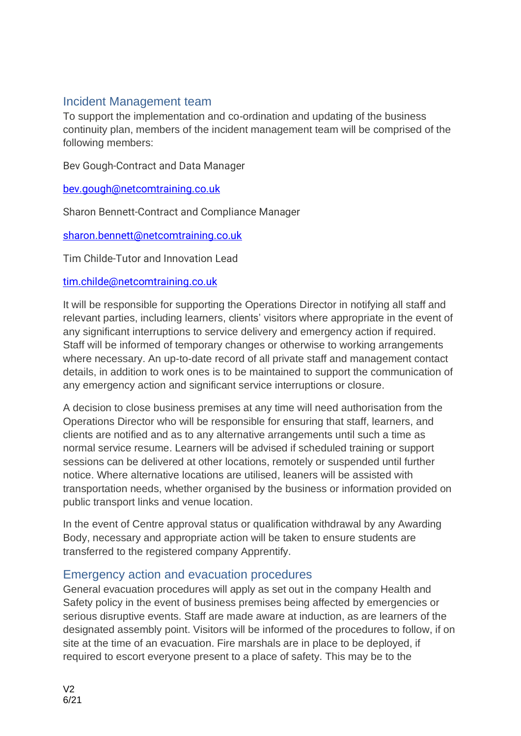## Incident Management team

To support the implementation and co-ordination and updating of the business continuity plan, members of the incident management team will be comprised of the following members:

Bev Gough-Contract and Data Manager

[bev.gough@netcomtraining.co.uk](mailto:bev.gough@netcomtraining.co.uk)

Sharon Bennett-Contract and Compliance Manager

[sharon.bennett@netcomtraining.co.uk](mailto:sharon.bennett@netcomtraining.co.uk)

Tim Childe-Tutor and Innovation Lead

[tim.childe@netcomtraining.co.uk](mailto:tim.childe@netcomtraining.co.uk)

It will be responsible for supporting the Operations Director in notifying all staff and relevant parties, including learners, clients' visitors where appropriate in the event of any significant interruptions to service delivery and emergency action if required. Staff will be informed of temporary changes or otherwise to working arrangements where necessary. An up-to-date record of all private staff and management contact details, in addition to work ones is to be maintained to support the communication of any emergency action and significant service interruptions or closure.

A decision to close business premises at any time will need authorisation from the Operations Director who will be responsible for ensuring that staff, learners, and clients are notified and as to any alternative arrangements until such a time as normal service resume. Learners will be advised if scheduled training or support sessions can be delivered at other locations, remotely or suspended until further notice. Where alternative locations are utilised, leaners will be assisted with transportation needs, whether organised by the business or information provided on public transport links and venue location.

In the event of Centre approval status or qualification withdrawal by any Awarding Body, necessary and appropriate action will be taken to ensure students are transferred to the registered company Apprentify.

## Emergency action and evacuation procedures

General evacuation procedures will apply as set out in the company Health and Safety policy in the event of business premises being affected by emergencies or serious disruptive events. Staff are made aware at induction, as are learners of the designated assembly point. Visitors will be informed of the procedures to follow, if on site at the time of an evacuation. Fire marshals are in place to be deployed, if required to escort everyone present to a place of safety. This may be to the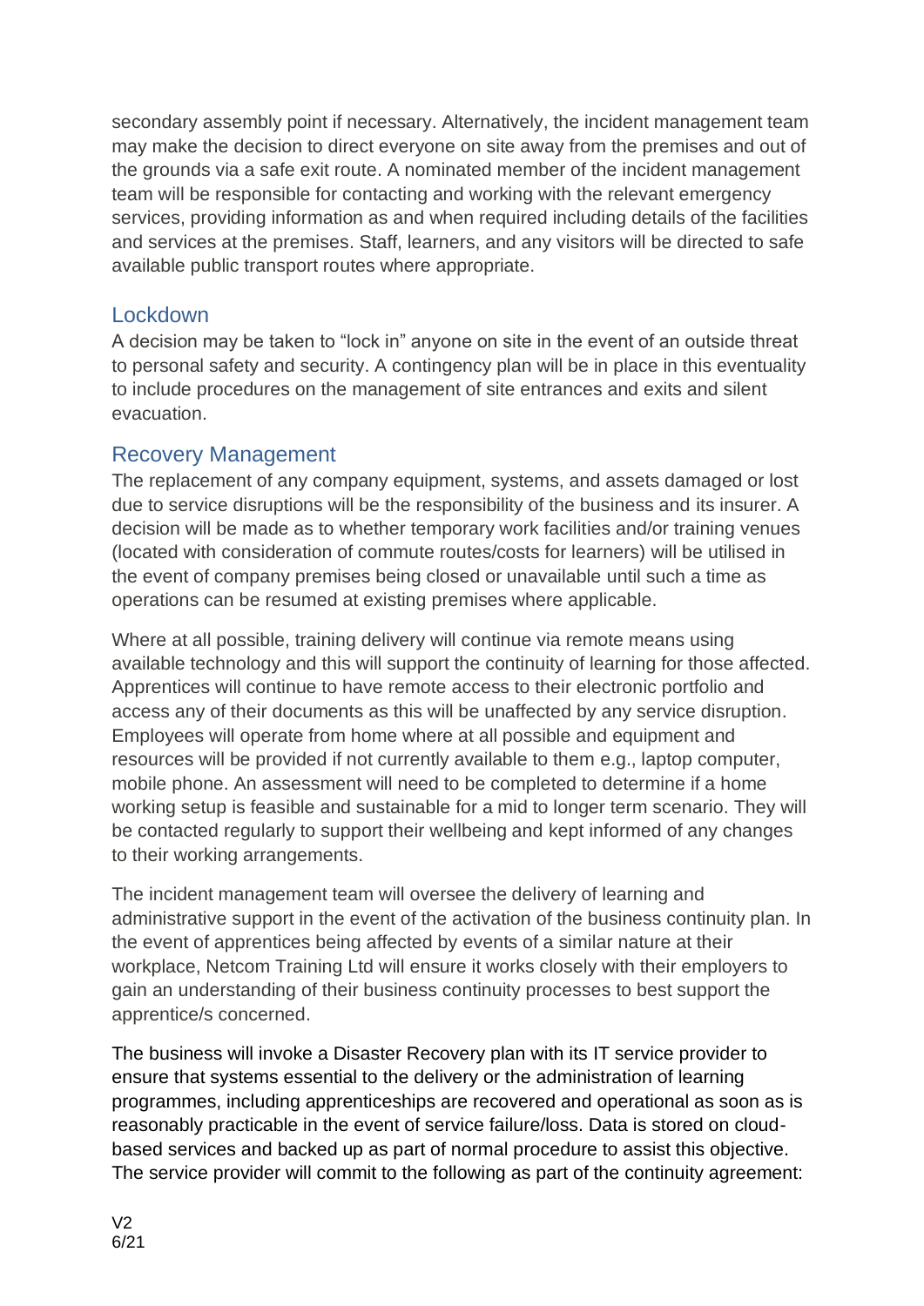secondary assembly point if necessary. Alternatively, the incident management team may make the decision to direct everyone on site away from the premises and out of the grounds via a safe exit route. A nominated member of the incident management team will be responsible for contacting and working with the relevant emergency services, providing information as and when required including details of the facilities and services at the premises. Staff, learners, and any visitors will be directed to safe available public transport routes where appropriate.

## Lockdown

A decision may be taken to "lock in" anyone on site in the event of an outside threat to personal safety and security. A contingency plan will be in place in this eventuality to include procedures on the management of site entrances and exits and silent evacuation.

## Recovery Management

The replacement of any company equipment, systems, and assets damaged or lost due to service disruptions will be the responsibility of the business and its insurer. A decision will be made as to whether temporary work facilities and/or training venues (located with consideration of commute routes/costs for learners) will be utilised in the event of company premises being closed or unavailable until such a time as operations can be resumed at existing premises where applicable.

Where at all possible, training delivery will continue via remote means using available technology and this will support the continuity of learning for those affected. Apprentices will continue to have remote access to their electronic portfolio and access any of their documents as this will be unaffected by any service disruption. Employees will operate from home where at all possible and equipment and resources will be provided if not currently available to them e.g., laptop computer, mobile phone. An assessment will need to be completed to determine if a home working setup is feasible and sustainable for a mid to longer term scenario. They will be contacted regularly to support their wellbeing and kept informed of any changes to their working arrangements.

The incident management team will oversee the delivery of learning and administrative support in the event of the activation of the business continuity plan. In the event of apprentices being affected by events of a similar nature at their workplace, Netcom Training Ltd will ensure it works closely with their employers to gain an understanding of their business continuity processes to best support the apprentice/s concerned.

The business will invoke a Disaster Recovery plan with its IT service provider to ensure that systems essential to the delivery or the administration of learning programmes, including apprenticeships are recovered and operational as soon as is reasonably practicable in the event of service failure/loss. Data is stored on cloud-based services and backed up as part of normal procedure to assist this objective. The service provider will commit to the following as part of the continuity agreement:

V2
6/21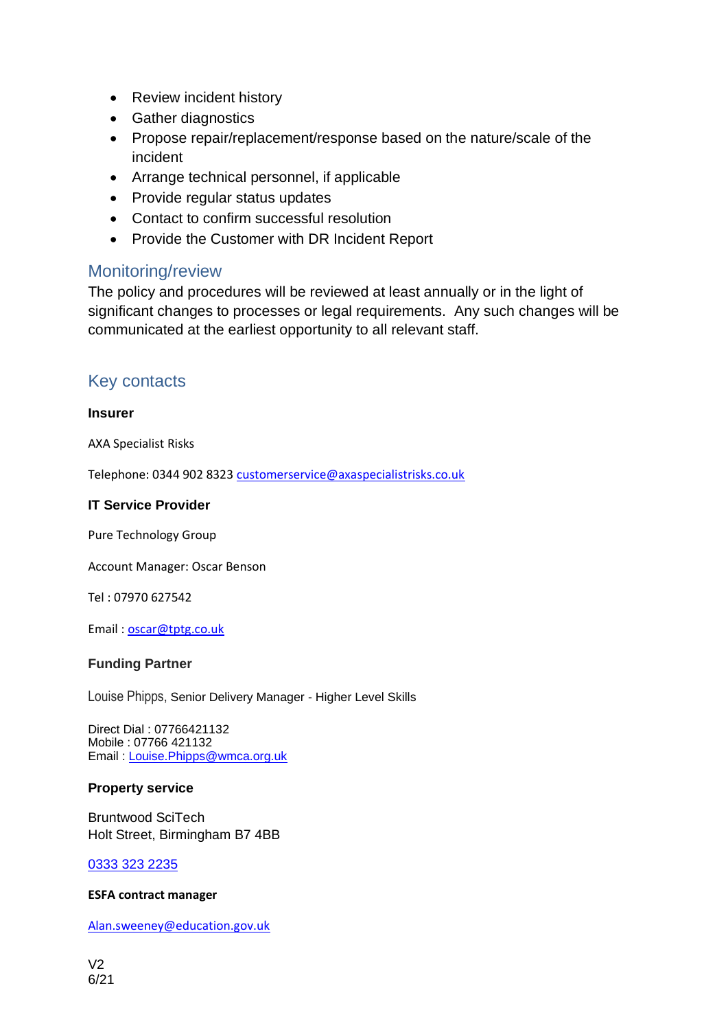- Review incident history
- Gather diagnostics
- Propose repair/replacement/response based on the nature/scale of the incident
- Arrange technical personnel, if applicable
- Provide regular status updates
- Contact to confirm successful resolution
- Provide the Customer with DR Incident Report

## Monitoring/review

The policy and procedures will be reviewed at least annually or in the light of significant changes to processes or legal requirements. Any such changes will be communicated at the earliest opportunity to all relevant staff.

## Key contacts

**Insurer**

AXA Specialist Risks

Telephone: 0344 902 8323 customerservice@axaspecialistrisks.co.uk

**IT Service Provider**

Pure Technology Group

Account Manager: Oscar Benson

Tel : 07970 627542

Email : oscar@tptg.co.uk

**Funding Partner**

Louise Phipps, Senior Delivery Manager - Higher Level Skills

Direct Dial : 07766421132
Mobile : 07766 421132
Email : Louise.Phipps@wmca.org.uk

**Property service**

Bruntwood SciTech
Holt Street, Birmingham B7 4BB

0333 323 2235

**ESFA contract manager**

Alan.sweeney@education.gov.uk

V2
6/21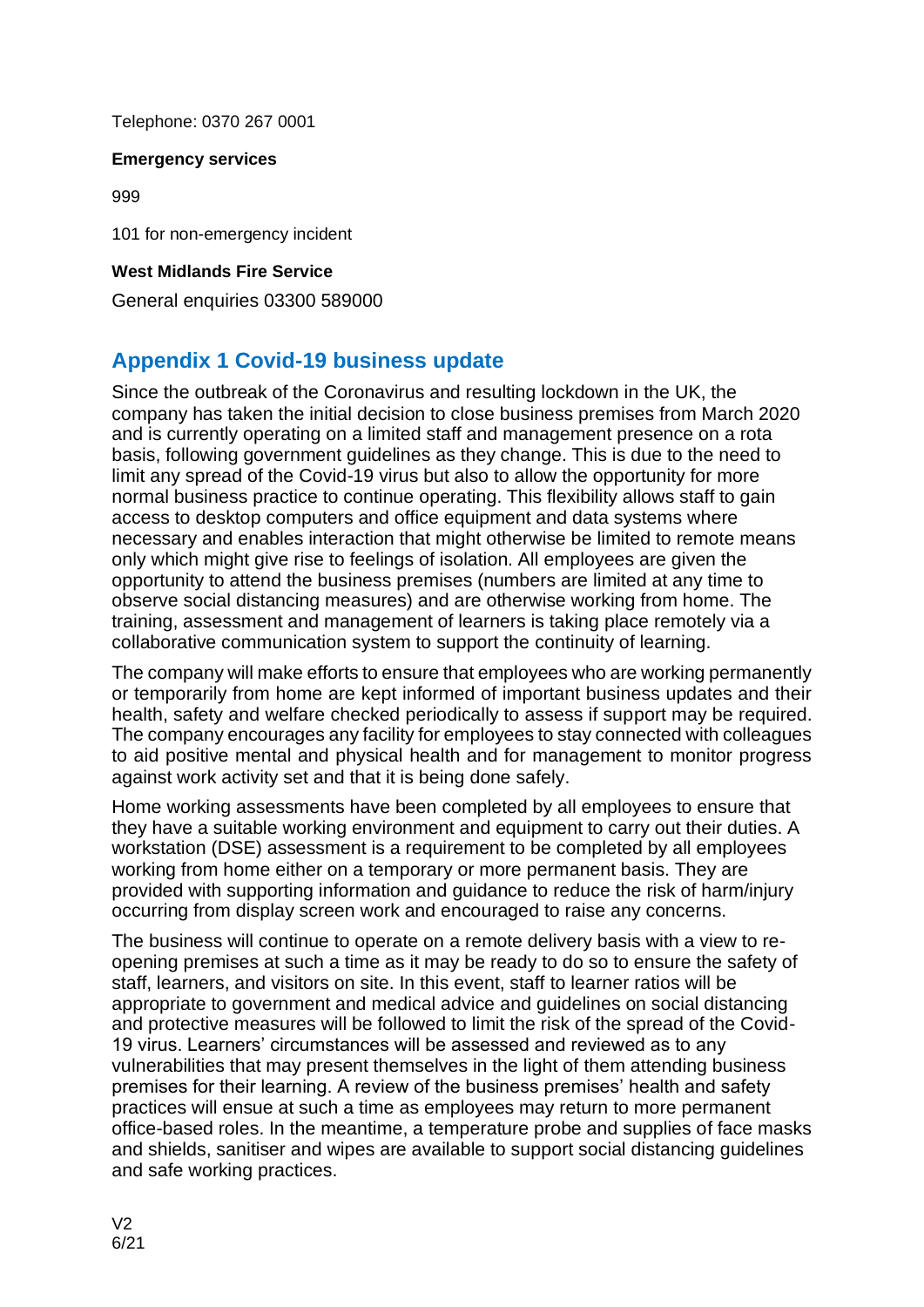Telephone: 0370 267 0001

**Emergency services**

999

101 for non-emergency incident

**West Midlands Fire Service**

General enquiries 03300 589000

## Appendix 1 Covid-19 business update

Since the outbreak of the Coronavirus and resulting lockdown in the UK, the company has taken the initial decision to close business premises from March 2020 and is currently operating on a limited staff and management presence on a rota basis, following government guidelines as they change. This is due to the need to limit any spread of the Covid-19 virus but also to allow the opportunity for more normal business practice to continue operating. This flexibility allows staff to gain access to desktop computers and office equipment and data systems where necessary and enables interaction that might otherwise be limited to remote means only which might give rise to feelings of isolation. All employees are given the opportunity to attend the business premises (numbers are limited at any time to observe social distancing measures) and are otherwise working from home. The training, assessment and management of learners is taking place remotely via a collaborative communication system to support the continuity of learning.

The company will make efforts to ensure that employees who are working permanently or temporarily from home are kept informed of important business updates and their health, safety and welfare checked periodically to assess if support may be required. The company encourages any facility for employees to stay connected with colleagues to aid positive mental and physical health and for management to monitor progress against work activity set and that it is being done safely.

Home working assessments have been completed by all employees to ensure that they have a suitable working environment and equipment to carry out their duties. A workstation (DSE) assessment is a requirement to be completed by all employees working from home either on a temporary or more permanent basis. They are provided with supporting information and guidance to reduce the risk of harm/injury occurring from display screen work and encouraged to raise any concerns.

The business will continue to operate on a remote delivery basis with a view to re-opening premises at such a time as it may be ready to do so to ensure the safety of staff, learners, and visitors on site. In this event, staff to learner ratios will be appropriate to government and medical advice and guidelines on social distancing and protective measures will be followed to limit the risk of the spread of the Covid-19 virus. Learners' circumstances will be assessed and reviewed as to any vulnerabilities that may present themselves in the light of them attending business premises for their learning. A review of the business premises' health and safety practices will ensue at such a time as employees may return to more permanent office-based roles. In the meantime, a temperature probe and supplies of face masks and shields, sanitiser and wipes are available to support social distancing guidelines and safe working practices.

V2
6/21